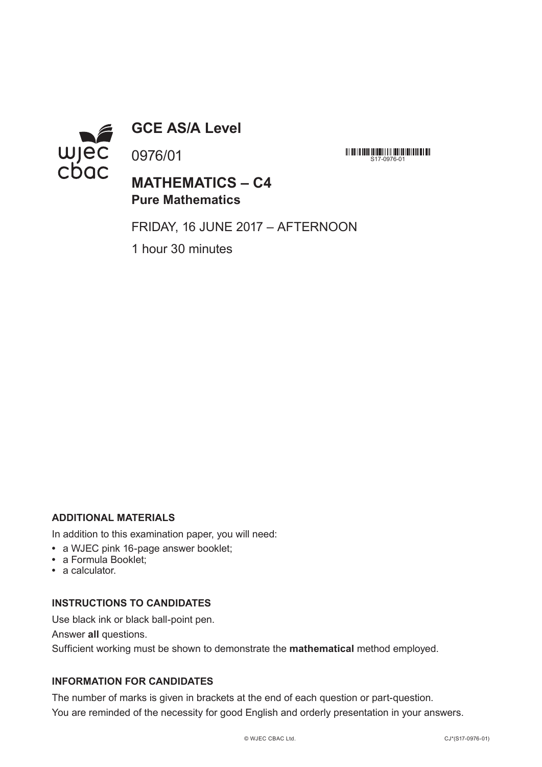# GCE AS/A Level

0976/01

S17-0976-01

## MATHEMATICS – C4
### Pure Mathematics

FRIDAY, 16 JUNE 2017 – AFTERNOON

1 hour 30 minutes

**ADDITIONAL MATERIALS**

In addition to this examination paper, you will need:

- a WJEC pink 16-page answer booklet;
- a Formula Booklet;
- a calculator.

**INSTRUCTIONS TO CANDIDATES**

Use black ink or black ball-point pen.

Answer **all** questions.

Sufficient working must be shown to demonstrate the **mathematical** method employed.

**INFORMATION FOR CANDIDATES**

The number of marks is given in brackets at the end of each question or part-question.

You are reminded of the necessity for good English and orderly presentation in your answers.

© WJEC CBAC Ltd. CJ*(S17-0976-01)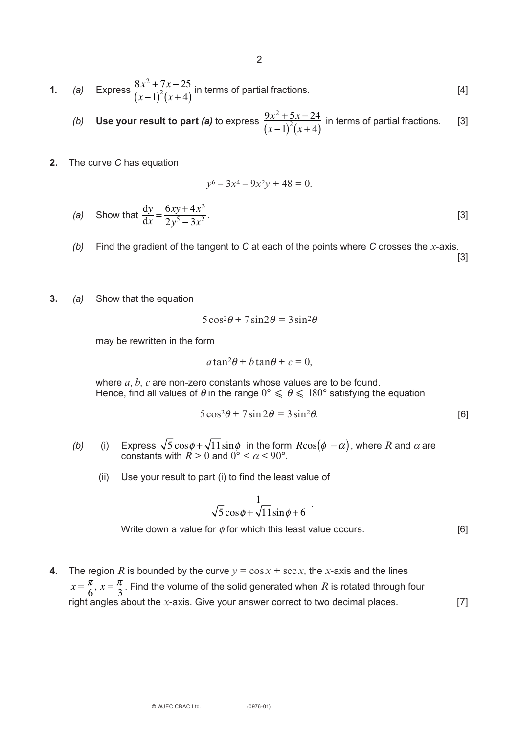**1.** *(a)* Express $\dfrac{8x^2 + 7x - 25}{(x-1)^2(x+4)}$ in terms of partial fractions. [4]

*(b)* **Use your result to part *(a)*** to express $\dfrac{9x^2 + 5x - 24}{(x-1)^2(x+4)}$ in terms of partial fractions. [3]

**2.** The curve *C* has equation

$$y^6 - 3x^4 - 9x^2y + 48 = 0.$$

*(a)* Show that $\dfrac{\mathrm{d}y}{\mathrm{d}x} = \dfrac{6xy + 4x^3}{2y^5 - 3x^2}$. [3]

*(b)* Find the gradient of the tangent to *C* at each of the points where *C* crosses the $x$-axis. [3]

**3.** *(a)* Show that the equation

$$5\cos^2\theta + 7\sin2\theta = 3\sin^2\theta$$

may be rewritten in the form

$$a\tan^2\theta + b\tan\theta + c = 0,$$

where $a$, $b$, $c$ are non-zero constants whose values are to be found.
Hence, find all values of $\theta$ in the range $0° \leqslant \theta \leqslant 180°$ satisfying the equation

$$5\cos^2\theta + 7\sin2\theta = 3\sin^2\theta.$$ [6]

*(b)* (i) Express $\sqrt{5}\cos\phi + \sqrt{11}\sin\phi$ in the form $R\cos(\phi - \alpha)$, where $R$ and $\alpha$ are constants with $R > 0$ and $0° < \alpha < 90°$.

(ii) Use your result to part (i) to find the least value of

$$\frac{1}{\sqrt{5}\cos\phi + \sqrt{11}\sin\phi + 6}.$$

Write down a value for $\phi$ for which this least value occurs. [6]

**4.** The region $R$ is bounded by the curve $y = \cos x + \sec x$, the $x$-axis and the lines $x = \dfrac{\pi}{6}$, $x = \dfrac{\pi}{3}$. Find the volume of the solid generated when $R$ is rotated through four right angles about the $x$-axis. Give your answer correct to two decimal places. [7]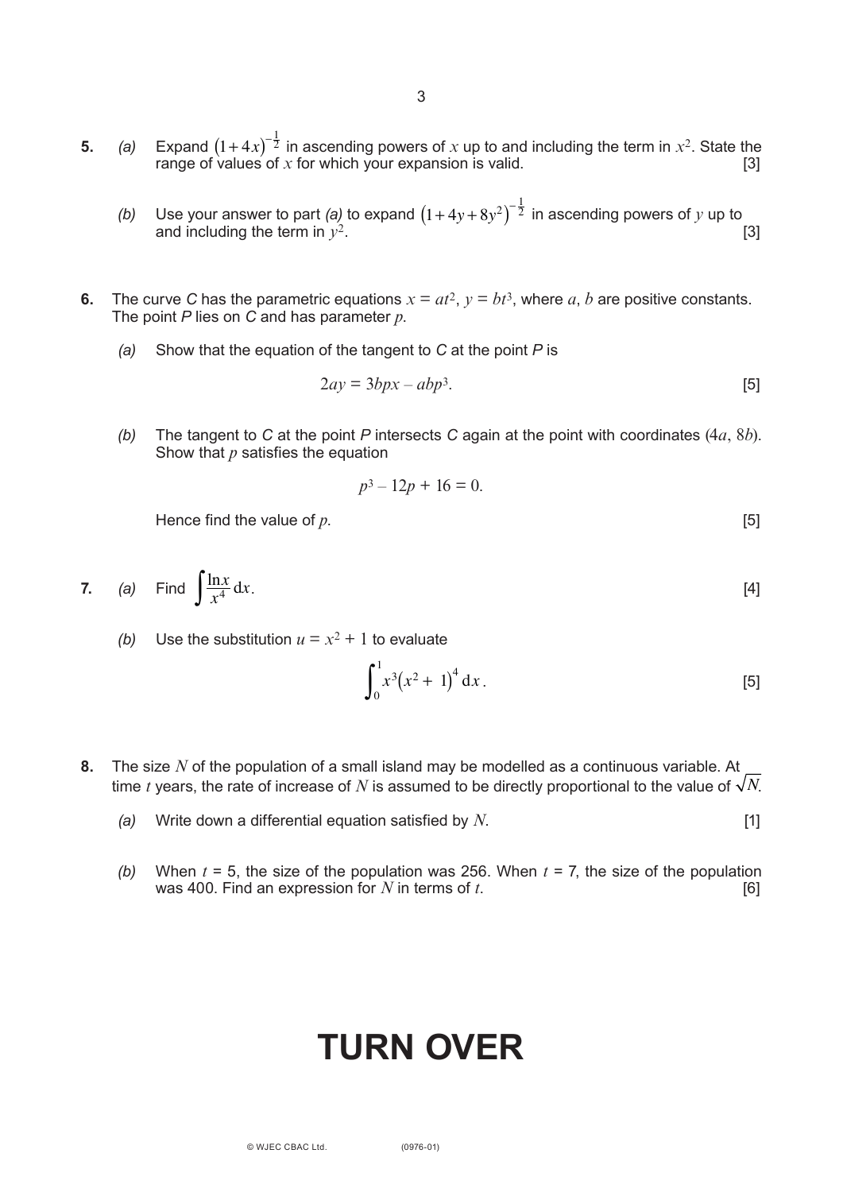**5.** *(a)* Expand $(1+4x)^{-\frac{1}{2}}$ in ascending powers of $x$ up to and including the term in $x^2$. State the range of values of $x$ for which your expansion is valid. [3]

*(b)* Use your answer to part *(a)* to expand $(1+4y+8y^2)^{-\frac{1}{2}}$ in ascending powers of $y$ up to and including the term in $y^2$. [3]

**6.** The curve *C* has the parametric equations $x = at^2$, $y = bt^3$, where $a$, $b$ are positive constants. The point *P* lies on *C* and has parameter $p$.

*(a)* Show that the equation of the tangent to *C* at the point *P* is

$$2ay = 3bpx - abp^3.$$

[5]

*(b)* The tangent to *C* at the point *P* intersects *C* again at the point with coordinates $(4a, 8b)$. Show that $p$ satisfies the equation

$$p^3 - 12p + 16 = 0.$$

Hence find the value of $p$. [5]

**7.** *(a)* Find $\int \frac{\ln x}{x^4}\,dx$. [4]

*(b)* Use the substitution $u = x^2 + 1$ to evaluate

$$\int_0^1 x^3(x^2+1)^4\,dx.$$

[5]

**8.** The size $N$ of the population of a small island may be modelled as a continuous variable. At time $t$ years, the rate of increase of $N$ is assumed to be directly proportional to the value of $\sqrt{N}$.

*(a)* Write down a differential equation satisfied by $N$. [1]

*(b)* When $t$ = 5, the size of the population was 256. When $t$ = 7, the size of the population was 400. Find an expression for $N$ in terms of $t$. [6]

# TURN OVER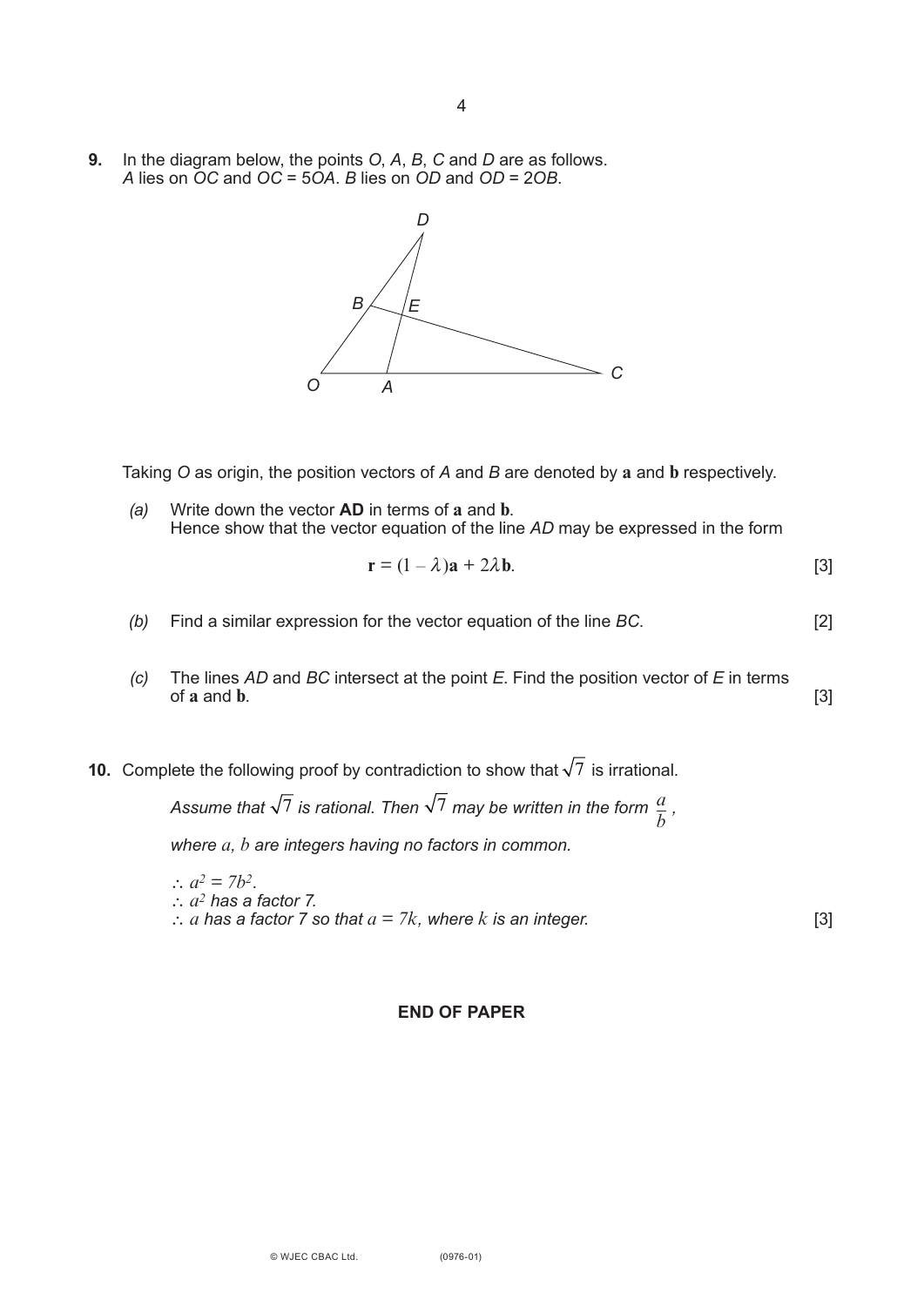**9.** In the diagram below, the points $O$, $A$, $B$, $C$ and $D$ are as follows.
$A$ lies on $OC$ and $OC = 5OA$. $B$ lies on $OD$ and $OD = 2OB$.

D
B
E
O
A
C

Taking $O$ as origin, the position vectors of $A$ and $B$ are denoted by $\mathbf{a}$ and $\mathbf{b}$ respectively.

*(a)* Write down the vector **AD** in terms of $\mathbf{a}$ and $\mathbf{b}$.
Hence show that the vector equation of the line $AD$ may be expressed in the form

$$\mathbf{r} = (1 - \lambda)\mathbf{a} + 2\lambda\mathbf{b}.$$ [3]

*(b)* Find a similar expression for the vector equation of the line $BC$. [2]

*(c)* The lines $AD$ and $BC$ intersect at the point $E$. Find the position vector of $E$ in terms of $\mathbf{a}$ and $\mathbf{b}$. [3]

**10.** Complete the following proof by contradiction to show that $\sqrt{7}$ is irrational.

*Assume that $\sqrt{7}$ is rational. Then $\sqrt{7}$ may be written in the form $\frac{a}{b}$,*

*where $a$, $b$ are integers having no factors in common.*

$\therefore$ $a^2 = 7b^2$.
$\therefore$ $a^2$ *has a factor 7.*
$\therefore$ $a$ *has a factor 7 so that $a = 7k$, where $k$ is an integer.* [3]

**END OF PAPER**